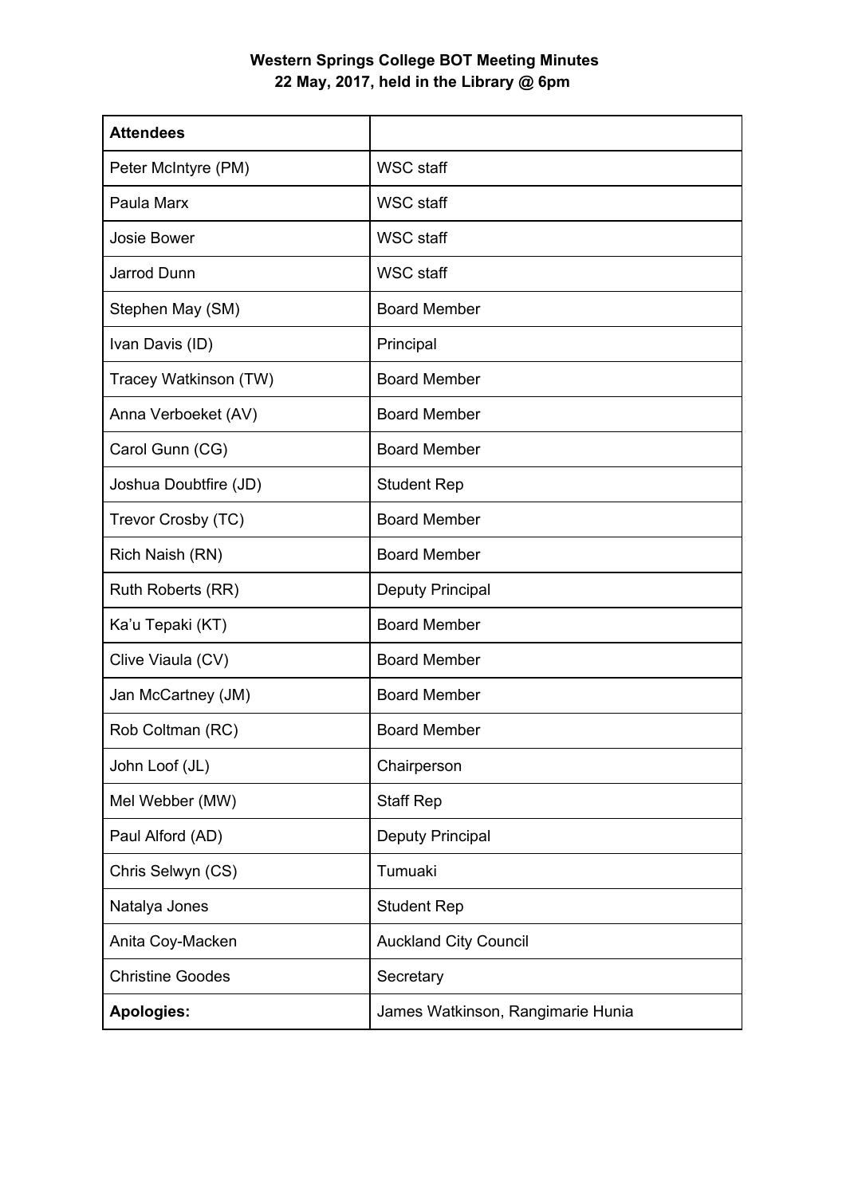**Western Springs College BOT Meeting Minutes**
**22 May, 2017, held in the Library @ 6pm**

| **Attendees** | |
|---|---|
| Peter McIntyre (PM) | WSC staff |
| Paula Marx | WSC staff |
| Josie Bower | WSC staff |
| Jarrod Dunn | WSC staff |
| Stephen May (SM) | Board Member |
| Ivan Davis (ID) | Principal |
| Tracey Watkinson (TW) | Board Member |
| Anna Verboeket (AV) | Board Member |
| Carol Gunn (CG) | Board Member |
| Joshua Doubtfire (JD) | Student Rep |
| Trevor Crosby (TC) | Board Member |
| Rich Naish (RN) | Board Member |
| Ruth Roberts (RR) | Deputy Principal |
| Ka'u Tepaki (KT) | Board Member |
| Clive Viaula (CV) | Board Member |
| Jan McCartney (JM) | Board Member |
| Rob Coltman (RC) | Board Member |
| John Loof (JL) | Chairperson |
| Mel Webber (MW) | Staff Rep |
| Paul Alford (AD) | Deputy Principal |
| Chris Selwyn (CS) | Tumuaki |
| Natalya Jones | Student Rep |
| Anita Coy-Macken | Auckland City Council |
| Christine Goodes | Secretary |
| **Apologies:** | James Watkinson, Rangimarie Hunia |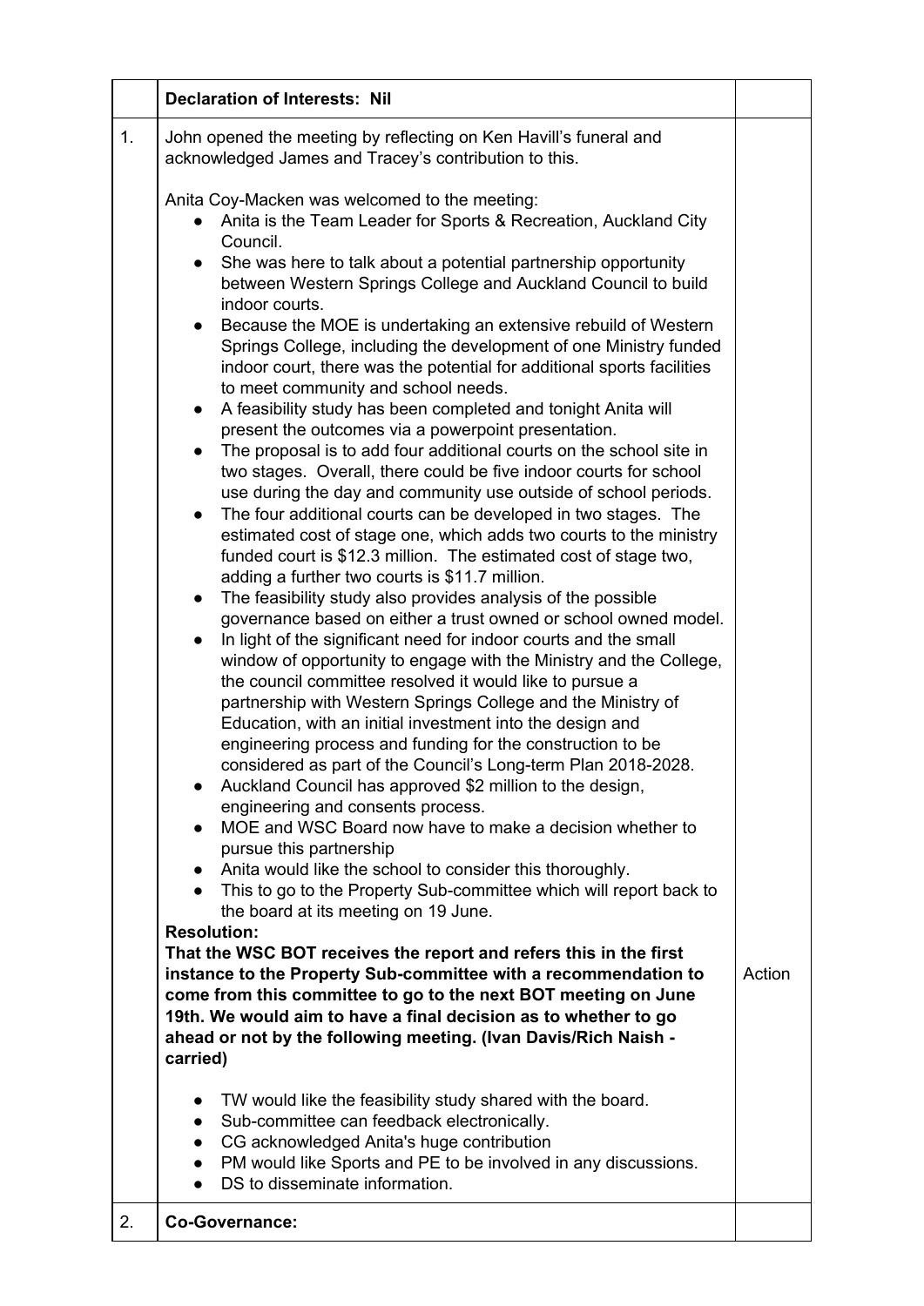| | **Declaration of Interests: Nil** | |
|---|---|---|
| 1. | John opened the meeting by reflecting on Ken Havill's funeral and acknowledged James and Tracey's contribution to this.<br><br>Anita Coy-Macken was welcomed to the meeting:<br>● Anita is the Team Leader for Sports & Recreation, Auckland City Council.<br>● She was here to talk about a potential partnership opportunity between Western Springs College and Auckland Council to build indoor courts.<br>● Because the MOE is undertaking an extensive rebuild of Western Springs College, including the development of one Ministry funded indoor court, there was the potential for additional sports facilities to meet community and school needs.<br>● A feasibility study has been completed and tonight Anita will present the outcomes via a powerpoint presentation.<br>● The proposal is to add four additional courts on the school site in two stages. Overall, there could be five indoor courts for school use during the day and community use outside of school periods.<br>● The four additional courts can be developed in two stages. The estimated cost of stage one, which adds two courts to the ministry funded court is $12.3 million. The estimated cost of stage two, adding a further two courts is $11.7 million.<br>● The feasibility study also provides analysis of the possible governance based on either a trust owned or school owned model.<br>● In light of the significant need for indoor courts and the small window of opportunity to engage with the Ministry and the College, the council committee resolved it would like to pursue a partnership with Western Springs College and the Ministry of Education, with an initial investment into the design and engineering process and funding for the construction to be considered as part of the Council's Long-term Plan 2018-2028.<br>● Auckland Council has approved $2 million to the design, engineering and consents process.<br>● MOE and WSC Board now have to make a decision whether to pursue this partnership<br>● Anita would like the school to consider this thoroughly.<br>● This to go to the Property Sub-committee which will report back to the board at its meeting on 19 June.<br>**Resolution:**<br>**That the WSC BOT receives the report and refers this in the first instance to the Property Sub-committee with a recommendation to come from this committee to go to the next BOT meeting on June 19th. We would aim to have a final decision as to whether to go ahead or not by the following meeting. (Ivan Davis/Rich Naish - carried)**<br><br>● TW would like the feasibility study shared with the board.<br>● Sub-committee can feedback electronically.<br>● CG acknowledged Anita's huge contribution<br>● PM would like Sports and PE to be involved in any discussions.<br>● DS to disseminate information. | Action |
| 2. | **Co-Governance:** | |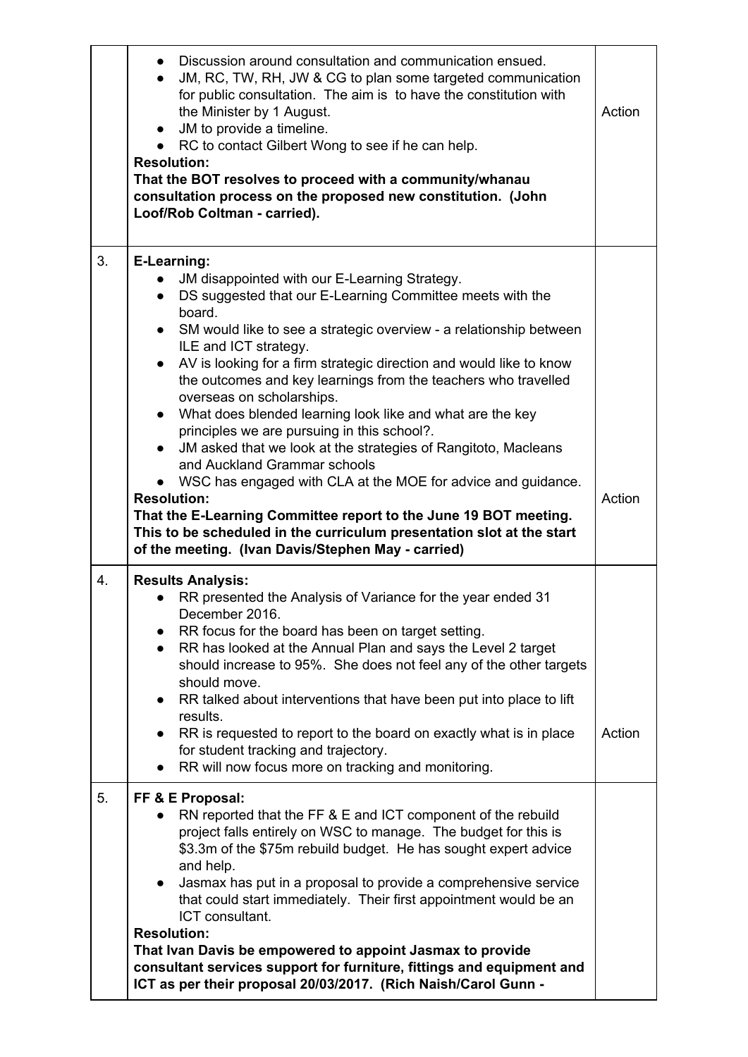| | | |
|---|---|---|
| | • Discussion around consultation and communication ensued.<br>• JM, RC, TW, RH, JW & CG to plan some targeted communication for public consultation. The aim is to have the constitution with the Minister by 1 August.<br>• JM to provide a timeline.<br>• RC to contact Gilbert Wong to see if he can help.<br>**Resolution:**<br>**That the BOT resolves to proceed with a community/whanau consultation process on the proposed new constitution. (John Loof/Rob Coltman - carried).** | Action |
| 3. | **E-Learning:**<br>• JM disappointed with our E-Learning Strategy.<br>• DS suggested that our E-Learning Committee meets with the board.<br>• SM would like to see a strategic overview - a relationship between ILE and ICT strategy.<br>• AV is looking for a firm strategic direction and would like to know the outcomes and key learnings from the teachers who travelled overseas on scholarships.<br>• What does blended learning look like and what are the key principles we are pursuing in this school?.<br>• JM asked that we look at the strategies of Rangitoto, Macleans and Auckland Grammar schools<br>• WSC has engaged with CLA at the MOE for advice and guidance.<br>**Resolution:**<br>**That the E-Learning Committee report to the June 19 BOT meeting. This to be scheduled in the curriculum presentation slot at the start of the meeting. (Ivan Davis/Stephen May - carried)** | Action |
| 4. | **Results Analysis:**<br>• RR presented the Analysis of Variance for the year ended 31 December 2016.<br>• RR focus for the board has been on target setting.<br>• RR has looked at the Annual Plan and says the Level 2 target should increase to 95%. She does not feel any of the other targets should move.<br>• RR talked about interventions that have been put into place to lift results.<br>• RR is requested to report to the board on exactly what is in place for student tracking and trajectory.<br>• RR will now focus more on tracking and monitoring. | Action |
| 5. | **FF & E Proposal:**<br>• RN reported that the FF & E and ICT component of the rebuild project falls entirely on WSC to manage. The budget for this is $3.3m of the $75m rebuild budget. He has sought expert advice and help.<br>• Jasmax has put in a proposal to provide a comprehensive service that could start immediately. Their first appointment would be an ICT consultant.<br>**Resolution:**<br>**That Ivan Davis be empowered to appoint Jasmax to provide consultant services support for furniture, fittings and equipment and ICT as per their proposal 20/03/2017. (Rich Naish/Carol Gunn -** | |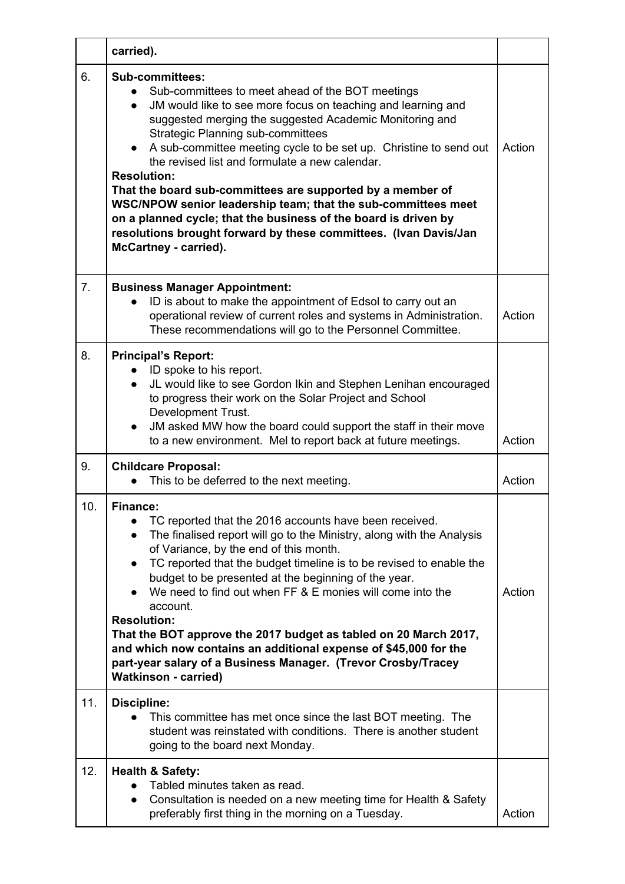| | | |
|---|---|---|
| | **carried).** | |
| 6. | **Sub-committees:**<br>• Sub-committees to meet ahead of the BOT meetings<br>• JM would like to see more focus on teaching and learning and suggested merging the suggested Academic Monitoring and Strategic Planning sub-committees<br>• A sub-committee meeting cycle to be set up. Christine to send out the revised list and formulate a new calendar.<br>**Resolution:**<br>**That the board sub-committees are supported by a member of WSC/NPOW senior leadership team; that the sub-committees meet on a planned cycle; that the business of the board is driven by resolutions brought forward by these committees. (Ivan Davis/Jan McCartney - carried).** | Action |
| 7. | **Business Manager Appointment:**<br>• ID is about to make the appointment of Edsol to carry out an operational review of current roles and systems in Administration. These recommendations will go to the Personnel Committee. | Action |
| 8. | **Principal's Report:**<br>• ID spoke to his report.<br>• JL would like to see Gordon Ikin and Stephen Lenihan encouraged to progress their work on the Solar Project and School Development Trust.<br>• JM asked MW how the board could support the staff in their move to a new environment. Mel to report back at future meetings. | Action |
| 9. | **Childcare Proposal:**<br>• This to be deferred to the next meeting. | Action |
| 10. | **Finance:**<br>• TC reported that the 2016 accounts have been received.<br>• The finalised report will go to the Ministry, along with the Analysis of Variance, by the end of this month.<br>• TC reported that the budget timeline is to be revised to enable the budget to be presented at the beginning of the year.<br>• We need to find out when FF & E monies will come into the account.<br>**Resolution:**<br>**That the BOT approve the 2017 budget as tabled on 20 March 2017, and which now contains an additional expense of $45,000 for the part-year salary of a Business Manager. (Trevor Crosby/Tracey Watkinson - carried)** | Action |
| 11. | **Discipline:**<br>• This committee has met once since the last BOT meeting. The student was reinstated with conditions. There is another student going to the board next Monday. | |
| 12. | **Health & Safety:**<br>• Tabled minutes taken as read.<br>• Consultation is needed on a new meeting time for Health & Safety preferably first thing in the morning on a Tuesday. | Action |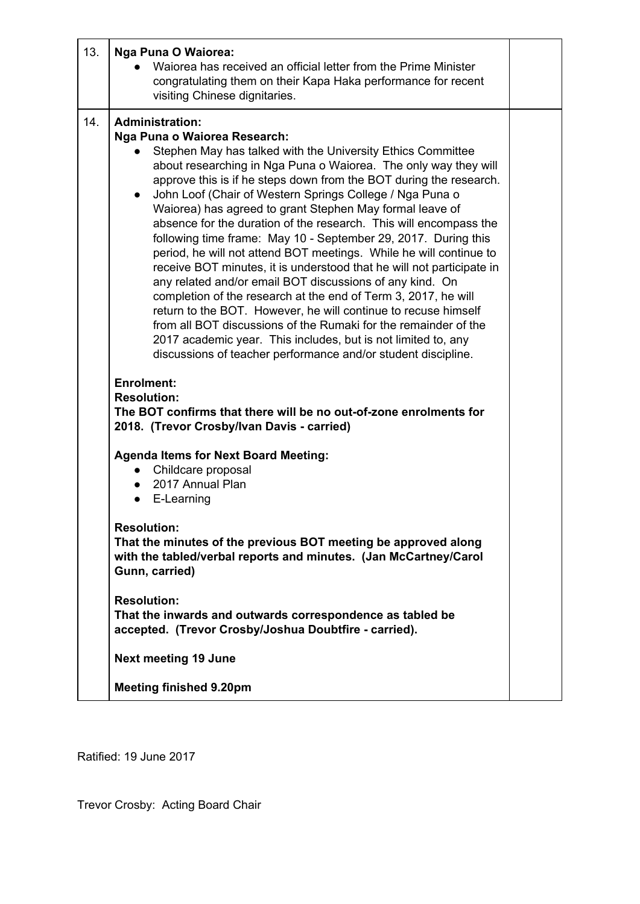| | | |
|---|---|---|
| 13. | **Nga Puna O Waiorea:**<br>● Waiorea has received an official letter from the Prime Minister congratulating them on their Kapa Haka performance for recent visiting Chinese dignitaries. | |
| 14. | **Administration:**<br>**Nga Puna o Waiorea Research:**<br>● Stephen May has talked with the University Ethics Committee about researching in Nga Puna o Waiorea. The only way they will approve this is if he steps down from the BOT during the research.<br>● John Loof (Chair of Western Springs College / Nga Puna o Waiorea) has agreed to grant Stephen May formal leave of absence for the duration of the research. This will encompass the following time frame: May 10 - September 29, 2017. During this period, he will not attend BOT meetings. While he will continue to receive BOT minutes, it is understood that he will not participate in any related and/or email BOT discussions of any kind. On completion of the research at the end of Term 3, 2017, he will return to the BOT. However, he will continue to recuse himself from all BOT discussions of the Rumaki for the remainder of the 2017 academic year. This includes, but is not limited to, any discussions of teacher performance and/or student discipline.<br><br>**Enrolment:**<br>**Resolution:**<br>**The BOT confirms that there will be no out-of-zone enrolments for 2018. (Trevor Crosby/Ivan Davis - carried)**<br><br>**Agenda Items for Next Board Meeting:**<br>● Childcare proposal<br>● 2017 Annual Plan<br>● E-Learning<br><br>**Resolution:**<br>**That the minutes of the previous BOT meeting be approved along with the tabled/verbal reports and minutes. (Jan McCartney/Carol Gunn, carried)**<br><br>**Resolution:**<br>**That the inwards and outwards correspondence as tabled be accepted. (Trevor Crosby/Joshua Doubtfire - carried).**<br><br>**Next meeting 19 June**<br><br>**Meeting finished 9.20pm** | |

Ratified: 19 June 2017

Trevor Crosby: Acting Board Chair